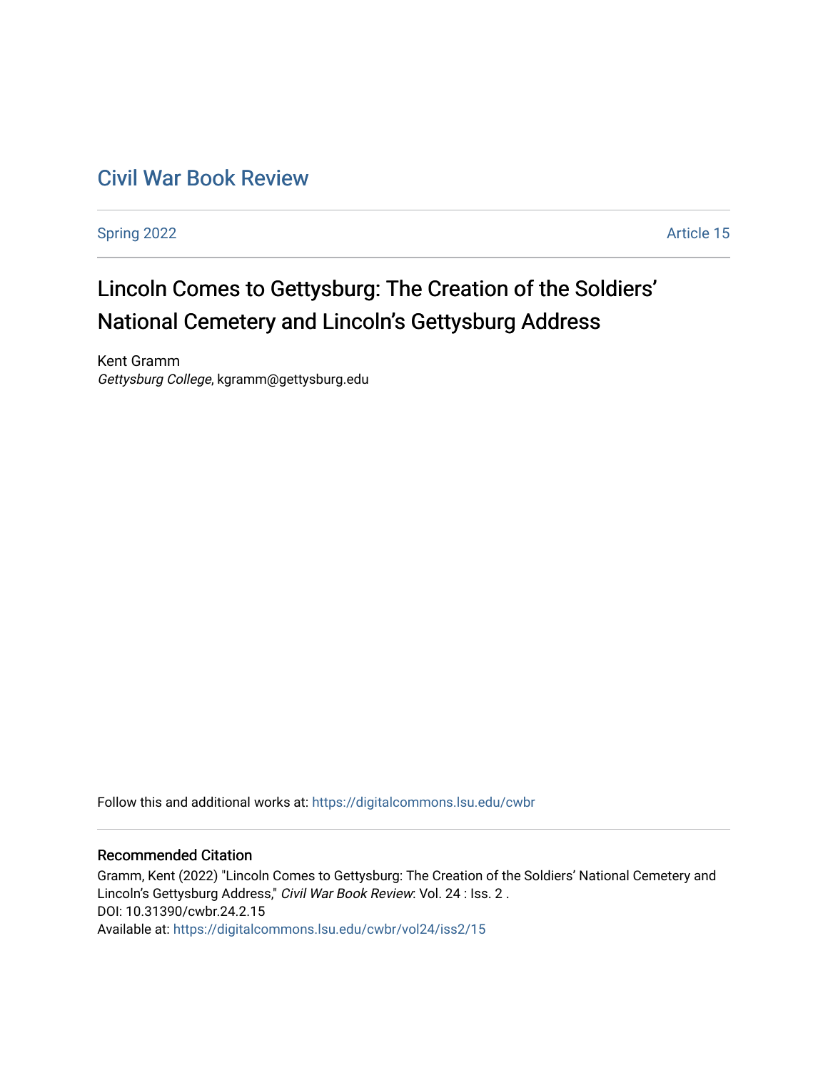Civil War Book Review

Spring 2022 Article 15

# Lincoln Comes to Gettysburg: The Creation of the Soldiers' National Cemetery and Lincoln's Gettysburg Address

Kent Gramm
*Gettysburg College*, kgramm@gettysburg.edu

Follow this and additional works at: https://digitalcommons.lsu.edu/cwbr

## Recommended Citation

Gramm, Kent (2022) "Lincoln Comes to Gettysburg: The Creation of the Soldiers' National Cemetery and Lincoln's Gettysburg Address," *Civil War Book Review*: Vol. 24 : Iss. 2 .
DOI: 10.31390/cwbr.24.2.15
Available at: https://digitalcommons.lsu.edu/cwbr/vol24/iss2/15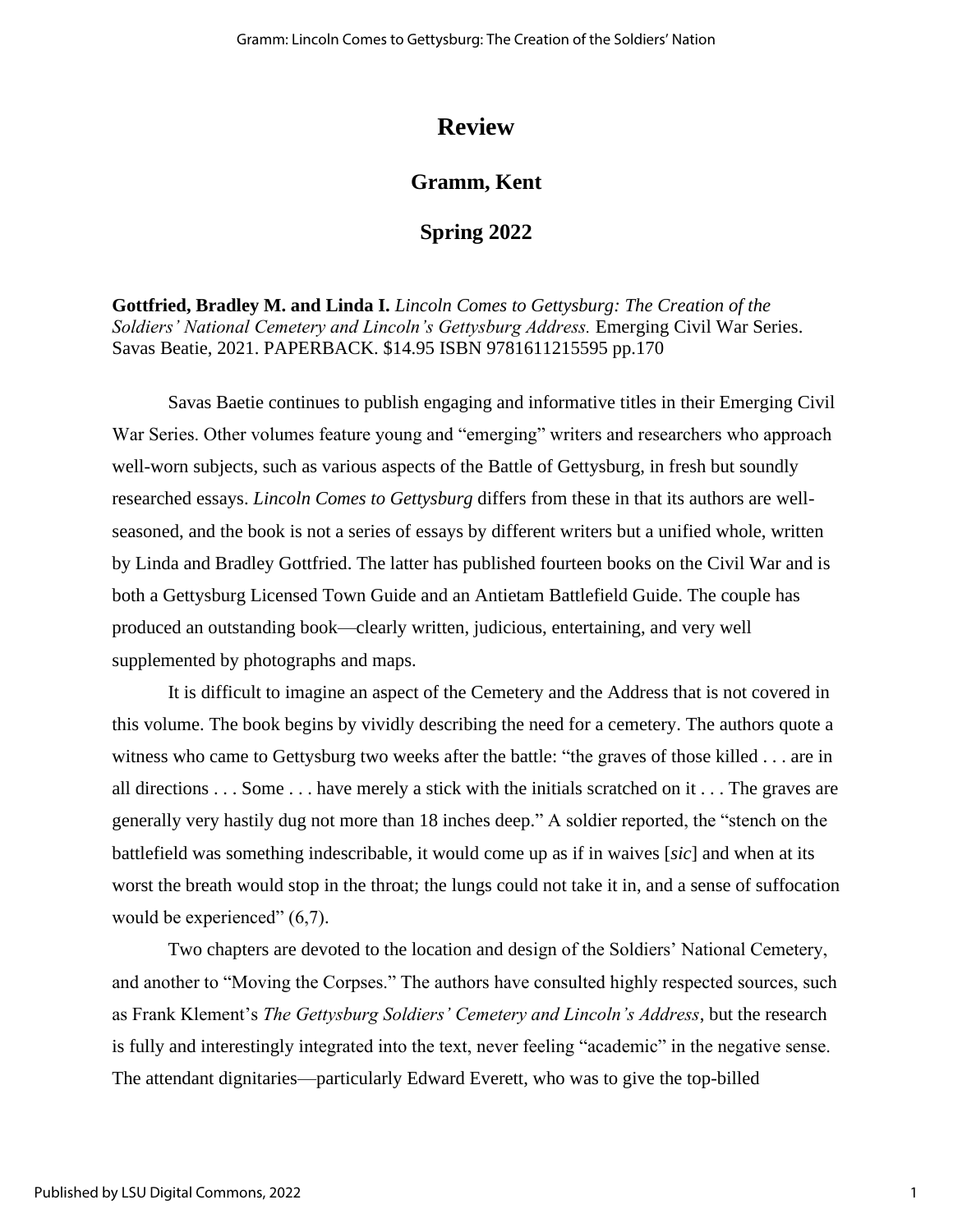# Review

## Gramm, Kent

## Spring 2022

**Gottfried, Bradley M. and Linda I.** *Lincoln Comes to Gettysburg: The Creation of the Soldiers' National Cemetery and Lincoln's Gettysburg Address.* Emerging Civil War Series. Savas Beatie, 2021. PAPERBACK. $14.95 ISBN 9781611215595 pp.170

Savas Baetie continues to publish engaging and informative titles in their Emerging Civil War Series. Other volumes feature young and "emerging" writers and researchers who approach well-worn subjects, such as various aspects of the Battle of Gettysburg, in fresh but soundly researched essays. *Lincoln Comes to Gettysburg* differs from these in that its authors are well-seasoned, and the book is not a series of essays by different writers but a unified whole, written by Linda and Bradley Gottfried. The latter has published fourteen books on the Civil War and is both a Gettysburg Licensed Town Guide and an Antietam Battlefield Guide. The couple has produced an outstanding book—clearly written, judicious, entertaining, and very well supplemented by photographs and maps.

It is difficult to imagine an aspect of the Cemetery and the Address that is not covered in this volume. The book begins by vividly describing the need for a cemetery. The authors quote a witness who came to Gettysburg two weeks after the battle: "the graves of those killed . . . are in all directions . . . Some . . . have merely a stick with the initials scratched on it . . . The graves are generally very hastily dug not more than 18 inches deep." A soldier reported, the "stench on the battlefield was something indescribable, it would come up as if in waives [*sic*] and when at its worst the breath would stop in the throat; the lungs could not take it in, and a sense of suffocation would be experienced" (6,7).

Two chapters are devoted to the location and design of the Soldiers' National Cemetery, and another to "Moving the Corpses." The authors have consulted highly respected sources, such as Frank Klement's *The Gettysburg Soldiers' Cemetery and Lincoln's Address*, but the research is fully and interestingly integrated into the text, never feeling "academic" in the negative sense. The attendant dignitaries—particularly Edward Everett, who was to give the top-billed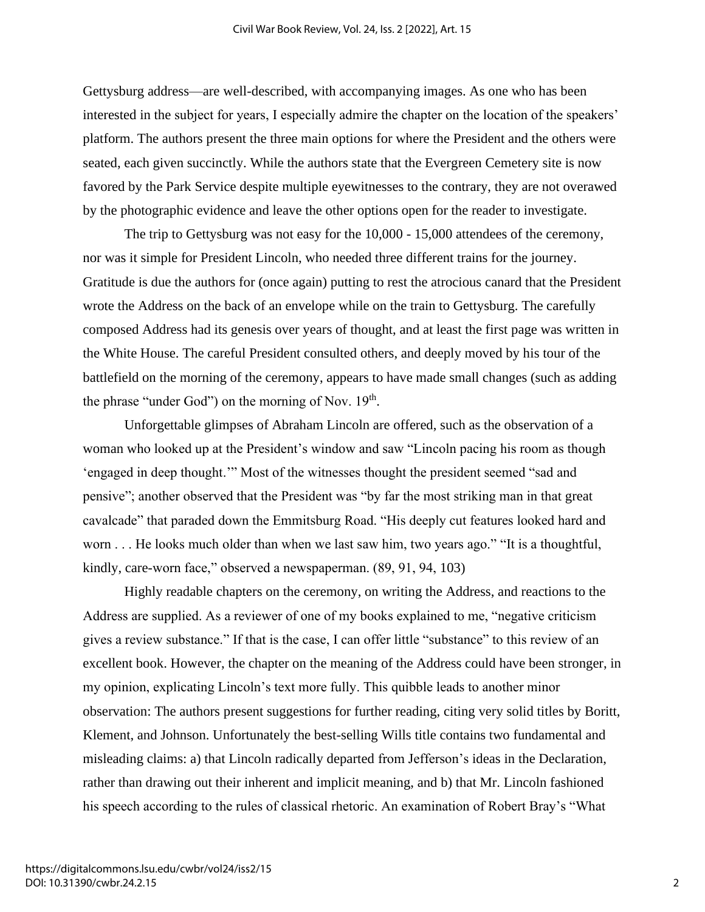Gettysburg address—are well-described, with accompanying images. As one who has been interested in the subject for years, I especially admire the chapter on the location of the speakers' platform. The authors present the three main options for where the President and the others were seated, each given succinctly. While the authors state that the Evergreen Cemetery site is now favored by the Park Service despite multiple eyewitnesses to the contrary, they are not overawed by the photographic evidence and leave the other options open for the reader to investigate.

The trip to Gettysburg was not easy for the 10,000 - 15,000 attendees of the ceremony, nor was it simple for President Lincoln, who needed three different trains for the journey. Gratitude is due the authors for (once again) putting to rest the atrocious canard that the President wrote the Address on the back of an envelope while on the train to Gettysburg. The carefully composed Address had its genesis over years of thought, and at least the first page was written in the White House. The careful President consulted others, and deeply moved by his tour of the battlefield on the morning of the ceremony, appears to have made small changes (such as adding the phrase "under God") on the morning of Nov. 19th.

Unforgettable glimpses of Abraham Lincoln are offered, such as the observation of a woman who looked up at the President's window and saw "Lincoln pacing his room as though 'engaged in deep thought.'" Most of the witnesses thought the president seemed "sad and pensive"; another observed that the President was "by far the most striking man in that great cavalcade" that paraded down the Emmitsburg Road. "His deeply cut features looked hard and worn . . . He looks much older than when we last saw him, two years ago." "It is a thoughtful, kindly, care-worn face," observed a newspaperman. (89, 91, 94, 103)

Highly readable chapters on the ceremony, on writing the Address, and reactions to the Address are supplied. As a reviewer of one of my books explained to me, "negative criticism gives a review substance." If that is the case, I can offer little "substance" to this review of an excellent book. However, the chapter on the meaning of the Address could have been stronger, in my opinion, explicating Lincoln's text more fully. This quibble leads to another minor observation: The authors present suggestions for further reading, citing very solid titles by Boritt, Klement, and Johnson. Unfortunately the best-selling Wills title contains two fundamental and misleading claims: a) that Lincoln radically departed from Jefferson's ideas in the Declaration, rather than drawing out their inherent and implicit meaning, and b) that Mr. Lincoln fashioned his speech according to the rules of classical rhetoric. An examination of Robert Bray's "What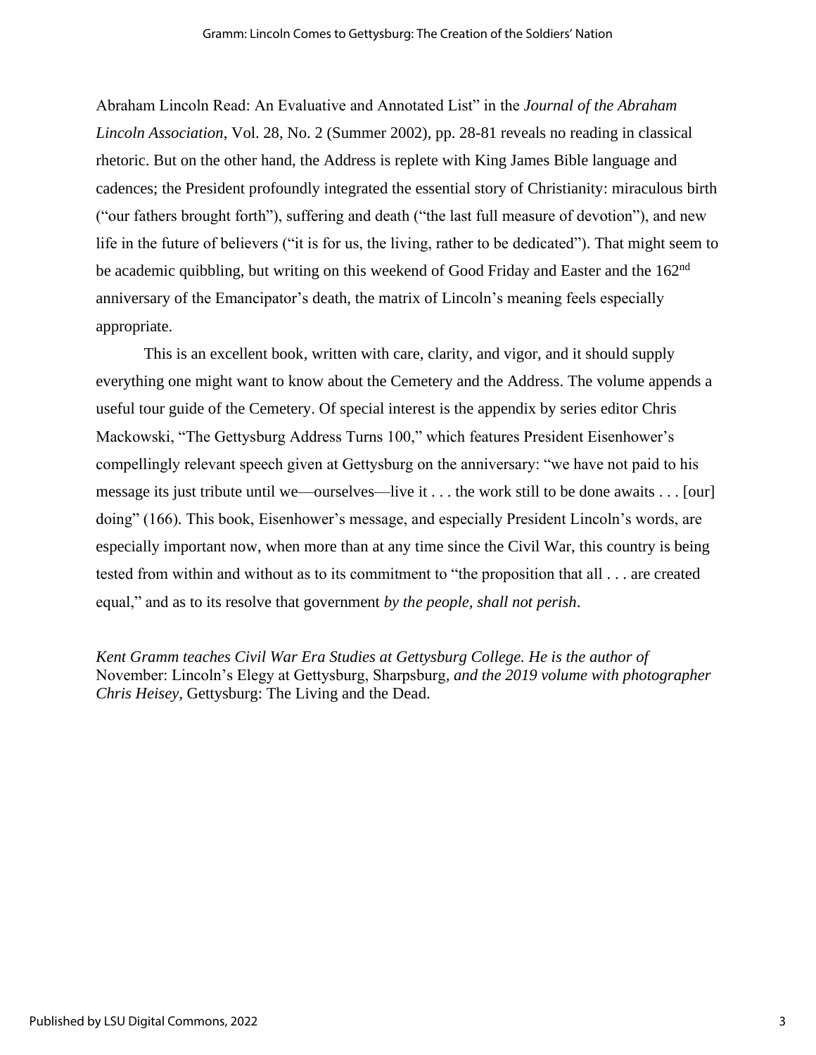Abraham Lincoln Read: An Evaluative and Annotated List" in the *Journal of the Abraham Lincoln Association*, Vol. 28, No. 2 (Summer 2002), pp. 28-81 reveals no reading in classical rhetoric. But on the other hand, the Address is replete with King James Bible language and cadences; the President profoundly integrated the essential story of Christianity: miraculous birth ("our fathers brought forth"), suffering and death ("the last full measure of devotion"), and new life in the future of believers ("it is for us, the living, rather to be dedicated"). That might seem to be academic quibbling, but writing on this weekend of Good Friday and Easter and the 162nd anniversary of the Emancipator's death, the matrix of Lincoln's meaning feels especially appropriate.

This is an excellent book, written with care, clarity, and vigor, and it should supply everything one might want to know about the Cemetery and the Address. The volume appends a useful tour guide of the Cemetery. Of special interest is the appendix by series editor Chris Mackowski, "The Gettysburg Address Turns 100," which features President Eisenhower's compellingly relevant speech given at Gettysburg on the anniversary: "we have not paid to his message its just tribute until we—ourselves—live it . . . the work still to be done awaits . . . [our] doing" (166). This book, Eisenhower's message, and especially President Lincoln's words, are especially important now, when more than at any time since the Civil War, this country is being tested from within and without as to its commitment to "the proposition that all . . . are created equal," and as to its resolve that government *by the people, shall not perish*.

*Kent Gramm teaches Civil War Era Studies at Gettysburg College. He is the author of* November: Lincoln's Elegy at Gettysburg, Sharpsburg*, and the 2019 volume with photographer Chris Heisey*, Gettysburg: The Living and the Dead.